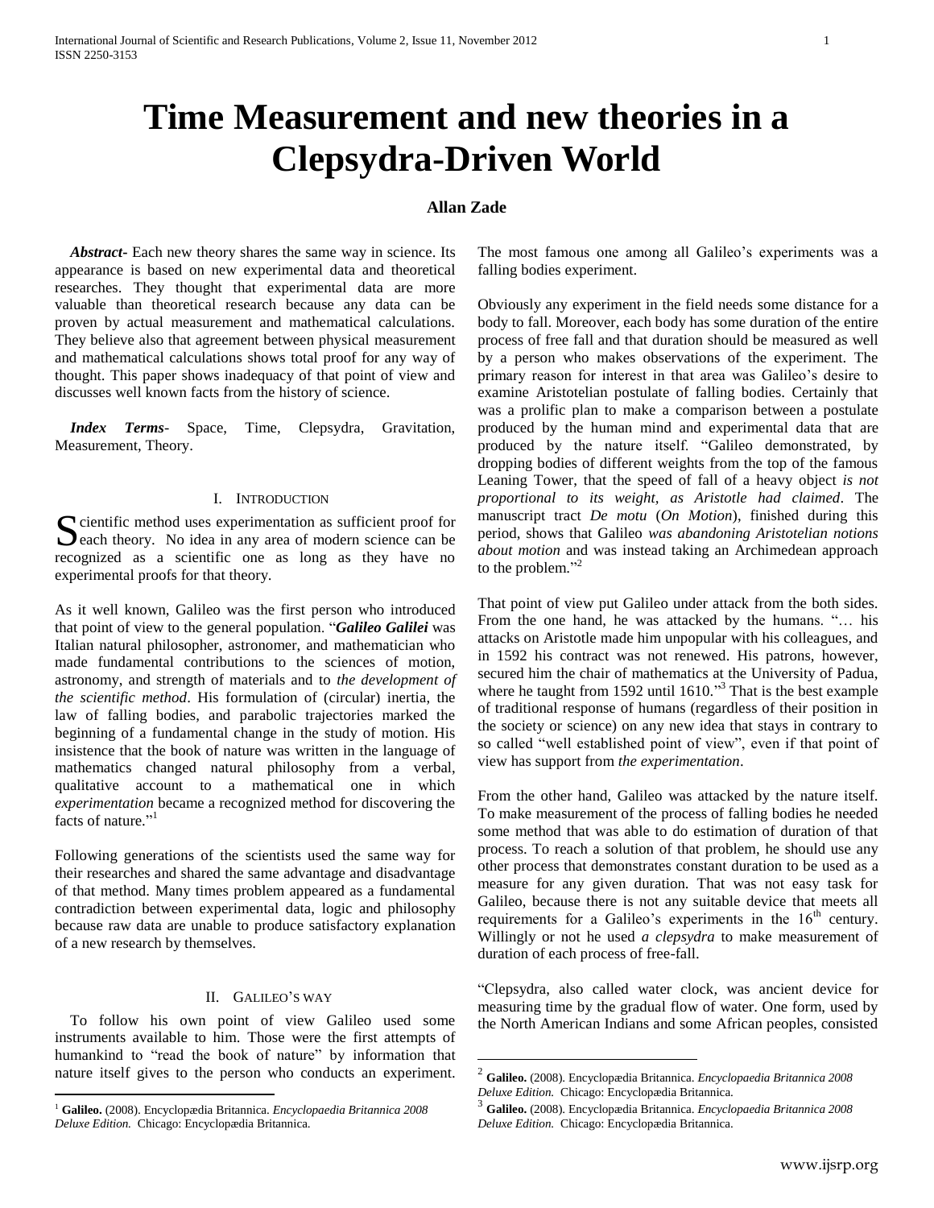# Time Measurement and new theories in a Clepsydra-Driven World

**Allan Zade**

***Abstract*****-** Each new theory shares the same way in science. Its appearance is based on new experimental data and theoretical researches. They thought that experimental data are more valuable than theoretical research because any data can be proven by actual measurement and mathematical calculations. They believe also that agreement between physical measurement and mathematical calculations shows total proof for any way of thought. This paper shows inadequacy of that point of view and discusses well known facts from the history of science.

***Index Terms*****-** Space, Time, Clepsydra, Gravitation, Measurement, Theory.

## I. Introduction

Scientific method uses experimentation as sufficient proof for each theory. No idea in any area of modern science can be recognized as a scientific one as long as they have no experimental proofs for that theory.

As it well known, Galileo was the first person who introduced that point of view to the general population. "***Galileo Galilei*** was Italian natural philosopher, astronomer, and mathematician who made fundamental contributions to the sciences of motion, astronomy, and strength of materials and to *the development of the scientific method*. His formulation of (circular) inertia, the law of falling bodies, and parabolic trajectories marked the beginning of a fundamental change in the study of motion. His insistence that the book of nature was written in the language of mathematics changed natural philosophy from a verbal, qualitative account to a mathematical one in which *experimentation* became a recognized method for discovering the facts of nature."[1]

Following generations of the scientists used the same way for their researches and shared the same advantage and disadvantage of that method. Many times problem appeared as a fundamental contradiction between experimental data, logic and philosophy because raw data are unable to produce satisfactory explanation of a new research by themselves.

## II. Galileo's way

To follow his own point of view Galileo used some instruments available to him. Those were the first attempts of humankind to "read the book of nature" by information that nature itself gives to the person who conducts an experiment. The most famous one among all Galileo's experiments was a falling bodies experiment.

Obviously any experiment in the field needs some distance for a body to fall. Moreover, each body has some duration of the entire process of free fall and that duration should be measured as well by a person who makes observations of the experiment. The primary reason for interest in that area was Galileo's desire to examine Aristotelian postulate of falling bodies. Certainly that was a prolific plan to make a comparison between a postulate produced by the human mind and experimental data that are produced by the nature itself. "Galileo demonstrated, by dropping bodies of different weights from the top of the famous Leaning Tower, that the speed of fall of a heavy object *is not proportional to its weight, as Aristotle had claimed*. The manuscript tract *De motu* (*On Motion*), finished during this period, shows that Galileo *was abandoning Aristotelian notions about motion* and was instead taking an Archimedean approach to the problem."[2]

That point of view put Galileo under attack from the both sides. From the one hand, he was attacked by the humans. "… his attacks on Aristotle made him unpopular with his colleagues, and in 1592 his contract was not renewed. His patrons, however, secured him the chair of mathematics at the University of Padua, where he taught from 1592 until 1610."[3] That is the best example of traditional response of humans (regardless of their position in the society or science) on any new idea that stays in contrary to so called "well established point of view", even if that point of view has support from *the experimentation*.

From the other hand, Galileo was attacked by the nature itself. To make measurement of the process of falling bodies he needed some method that was able to do estimation of duration of that process. To reach a solution of that problem, he should use any other process that demonstrates constant duration to be used as a measure for any given duration. That was not easy task for Galileo, because there is not any suitable device that meets all requirements for a Galileo's experiments in the 16th century. Willingly or not he used *a clepsydra* to make measurement of duration of each process of free-fall.

"Clepsydra, also called water clock, was ancient device for measuring time by the gradual flow of water. One form, used by the North American Indians and some African peoples, consisted

---

[1] **Galileo.** (2008). Encyclopædia Britannica. *Encyclopaedia Britannica 2008 Deluxe Edition.* Chicago: Encyclopædia Britannica.

[2] **Galileo.** (2008). Encyclopædia Britannica. *Encyclopaedia Britannica 2008 Deluxe Edition.* Chicago: Encyclopædia Britannica.

[3] **Galileo.** (2008). Encyclopædia Britannica. *Encyclopaedia Britannica 2008 Deluxe Edition.* Chicago: Encyclopædia Britannica.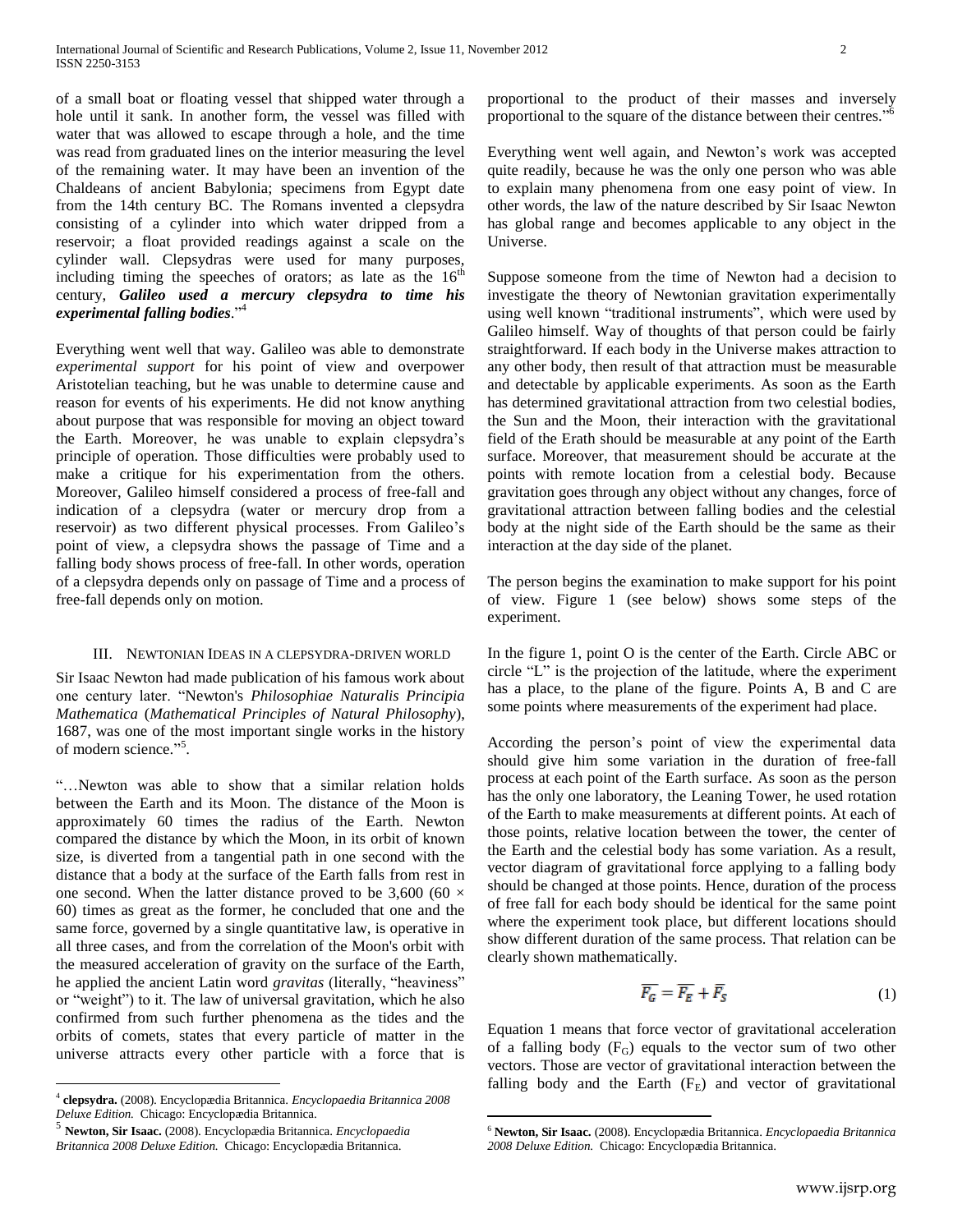of a small boat or floating vessel that shipped water through a hole until it sank. In another form, the vessel was filled with water that was allowed to escape through a hole, and the time was read from graduated lines on the interior measuring the level of the remaining water. It may have been an invention of the Chaldeans of ancient Babylonia; specimens from Egypt date from the 14th century BC. The Romans invented a clepsydra consisting of a cylinder into which water dripped from a reservoir; a float provided readings against a scale on the cylinder wall. Clepsydras were used for many purposes, including timing the speeches of orators; as late as the 16th century, ***Galileo used a mercury clepsydra to time his experimental falling bodies***."[4]

Everything went well that way. Galileo was able to demonstrate *experimental support* for his point of view and overpower Aristotelian teaching, but he was unable to determine cause and reason for events of his experiments. He did not know anything about purpose that was responsible for moving an object toward the Earth. Moreover, he was unable to explain clepsydra's principle of operation. Those difficulties were probably used to make a critique for his experimentation from the others. Moreover, Galileo himself considered a process of free-fall and indication of a clepsydra (water or mercury drop from a reservoir) as two different physical processes. From Galileo's point of view, a clepsydra shows the passage of Time and a falling body shows process of free-fall. In other words, operation of a clepsydra depends only on passage of Time and a process of free-fall depends only on motion.

## III. Newtonian Ideas in a clepsydra-driven world

Sir Isaac Newton had made publication of his famous work about one century later. "Newton's *Philosophiae Naturalis Principia Mathematica* (*Mathematical Principles of Natural Philosophy*), 1687, was one of the most important single works in the history of modern science."[5].

"…Newton was able to show that a similar relation holds between the Earth and its Moon. The distance of the Moon is approximately 60 times the radius of the Earth. Newton compared the distance by which the Moon, in its orbit of known size, is diverted from a tangential path in one second with the distance that a body at the surface of the Earth falls from rest in one second. When the latter distance proved to be 3,600 (60 × 60) times as great as the former, he concluded that one and the same force, governed by a single quantitative law, is operative in all three cases, and from the correlation of the Moon's orbit with the measured acceleration of gravity on the surface of the Earth, he applied the ancient Latin word *gravitas* (literally, "heaviness" or "weight") to it. The law of universal gravitation, which he also confirmed from such further phenomena as the tides and the orbits of comets, states that every particle of matter in the universe attracts every other particle with a force that is proportional to the product of their masses and inversely proportional to the square of the distance between their centres."[6]

Everything went well again, and Newton's work was accepted quite readily, because he was the only one person who was able to explain many phenomena from one easy point of view. In other words, the law of the nature described by Sir Isaac Newton has global range and becomes applicable to any object in the Universe.

Suppose someone from the time of Newton had a decision to investigate the theory of Newtonian gravitation experimentally using well known "traditional instruments", which were used by Galileo himself. Way of thoughts of that person could be fairly straightforward. If each body in the Universe makes attraction to any other body, then result of that attraction must be measurable and detectable by applicable experiments. As soon as the Earth has determined gravitational attraction from two celestial bodies, the Sun and the Moon, their interaction with the gravitational field of the Erath should be measurable at any point of the Earth surface. Moreover, that measurement should be accurate at the points with remote location from a celestial body. Because gravitation goes through any object without any changes, force of gravitational attraction between falling bodies and the celestial body at the night side of the Earth should be the same as their interaction at the day side of the planet.

The person begins the examination to make support for his point of view. Figure 1 (see below) shows some steps of the experiment.

In the figure 1, point O is the center of the Earth. Circle ABC or circle "L" is the projection of the latitude, where the experiment has a place, to the plane of the figure. Points A, B and C are some points where measurements of the experiment had place.

According the person's point of view the experimental data should give him some variation in the duration of free-fall process at each point of the Earth surface. As soon as the person has the only one laboratory, the Leaning Tower, he used rotation of the Earth to make measurements at different points. At each of those points, relative location between the tower, the center of the Earth and the celestial body has some variation. As a result, vector diagram of gravitational force applying to a falling body should be changed at those points. Hence, duration of the process of free fall for each body should be identical for the same point where the experiment took place, but different locations should show different duration of the same process. That relation can be clearly shown mathematically.

$$\overline{F_G} = \overline{F_E} + \overline{F_S} \tag{1}$$

Equation 1 means that force vector of gravitational acceleration of a falling body ($F_G$) equals to the vector sum of two other vectors. Those are vector of gravitational interaction between the falling body and the Earth ($F_E$) and vector of gravitational

---

[4] **clepsydra.** (2008). Encyclopædia Britannica. *Encyclopaedia Britannica 2008 Deluxe Edition.* Chicago: Encyclopædia Britannica.

[5] **Newton, Sir Isaac.** (2008). Encyclopædia Britannica. *Encyclopaedia Britannica 2008 Deluxe Edition.* Chicago: Encyclopædia Britannica.

[6] **Newton, Sir Isaac.** (2008). Encyclopædia Britannica. *Encyclopaedia Britannica 2008 Deluxe Edition.* Chicago: Encyclopædia Britannica.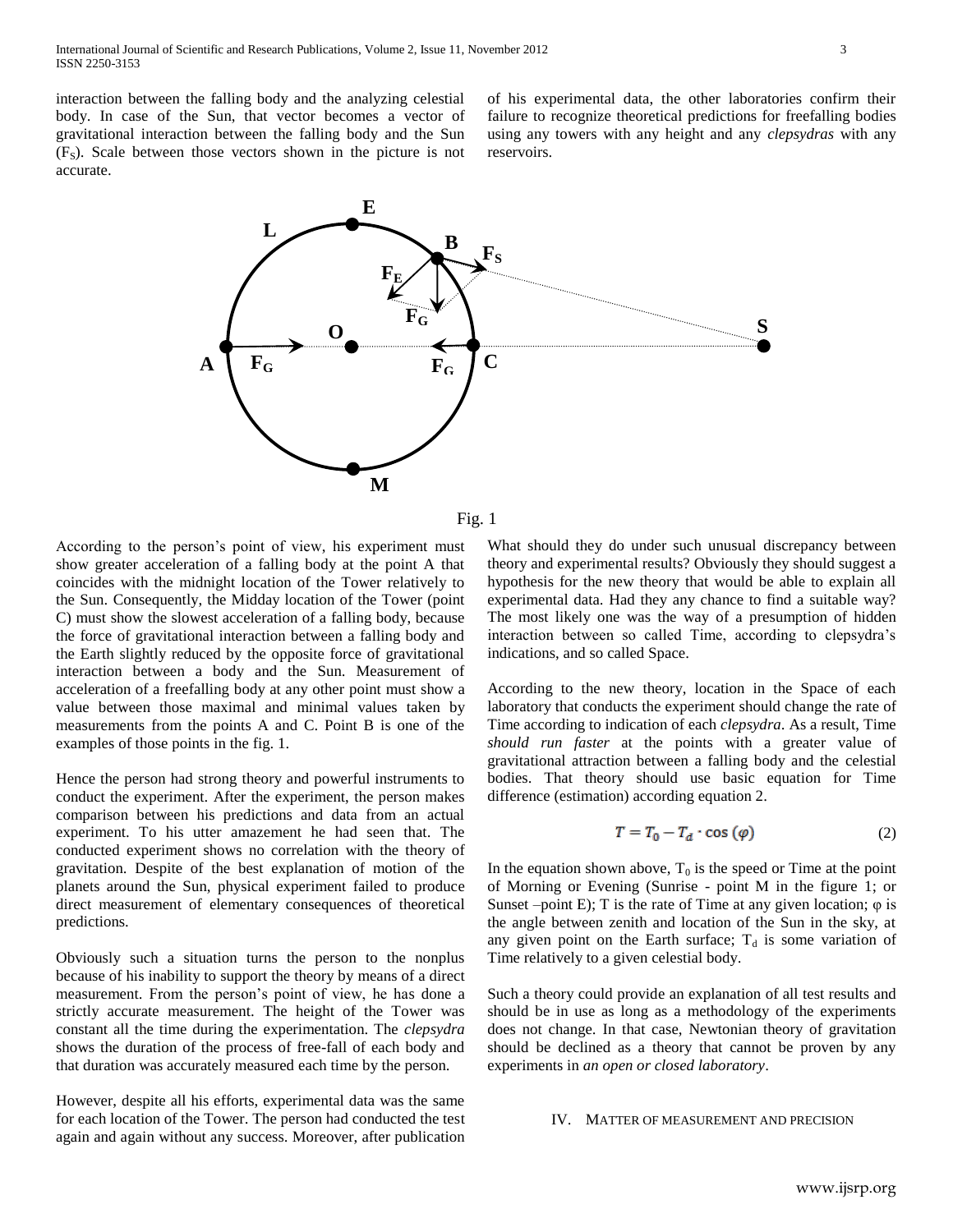interaction between the falling body and the analyzing celestial body. In case of the Sun, that vector becomes a vector of gravitational interaction between the falling body and the Sun ($F_S$). Scale between those vectors shown in the picture is not accurate.

of his experimental data, the other laboratories confirm their failure to recognize theoretical predictions for freefalling bodies using any towers with any height and any *clepsydras* with any reservoirs.

Fig. 1

According to the person's point of view, his experiment must show greater acceleration of a falling body at the point A that coincides with the midnight location of the Tower relatively to the Sun. Consequently, the Midday location of the Tower (point C) must show the slowest acceleration of a falling body, because the force of gravitational interaction between a falling body and the Earth slightly reduced by the opposite force of gravitational interaction between a body and the Sun. Measurement of acceleration of a freefalling body at any other point must show a value between those maximal and minimal values taken by measurements from the points A and C. Point B is one of the examples of those points in the fig. 1.

Hence the person had strong theory and powerful instruments to conduct the experiment. After the experiment, the person makes comparison between his predictions and data from an actual experiment. To his utter amazement he had seen that. The conducted experiment shows no correlation with the theory of gravitation. Despite of the best explanation of motion of the planets around the Sun, physical experiment failed to produce direct measurement of elementary consequences of theoretical predictions.

Obviously such a situation turns the person to the nonplus because of his inability to support the theory by means of a direct measurement. From the person's point of view, he has done a strictly accurate measurement. The height of the Tower was constant all the time during the experimentation. The *clepsydra* shows the duration of the process of free-fall of each body and that duration was accurately measured each time by the person.

However, despite all his efforts, experimental data was the same for each location of the Tower. The person had conducted the test again and again without any success. Moreover, after publication

What should they do under such unusual discrepancy between theory and experimental results? Obviously they should suggest a hypothesis for the new theory that would be able to explain all experimental data. Had they any chance to find a suitable way? The most likely one was the way of a presumption of hidden interaction between so called Time, according to clepsydra's indications, and so called Space.

According to the new theory, location in the Space of each laboratory that conducts the experiment should change the rate of Time according to indication of each *clepsydra*. As a result, Time *should run faster* at the points with a greater value of gravitational attraction between a falling body and the celestial bodies. That theory should use basic equation for Time difference (estimation) according equation 2.

$$T = T_0 - T_d \cdot \cos(\varphi) \qquad (2)$$

In the equation shown above, $T_0$ is the speed or Time at the point of Morning or Evening (Sunrise - point M in the figure 1; or Sunset –point E); T is the rate of Time at any given location; $\varphi$ is the angle between zenith and location of the Sun in the sky, at any given point on the Earth surface; $T_d$ is some variation of Time relatively to a given celestial body.

Such a theory could provide an explanation of all test results and should be in use as long as a methodology of the experiments does not change. In that case, Newtonian theory of gravitation should be declined as a theory that cannot be proven by any experiments in *an open or closed laboratory*.

## IV. Matter of measurement and precision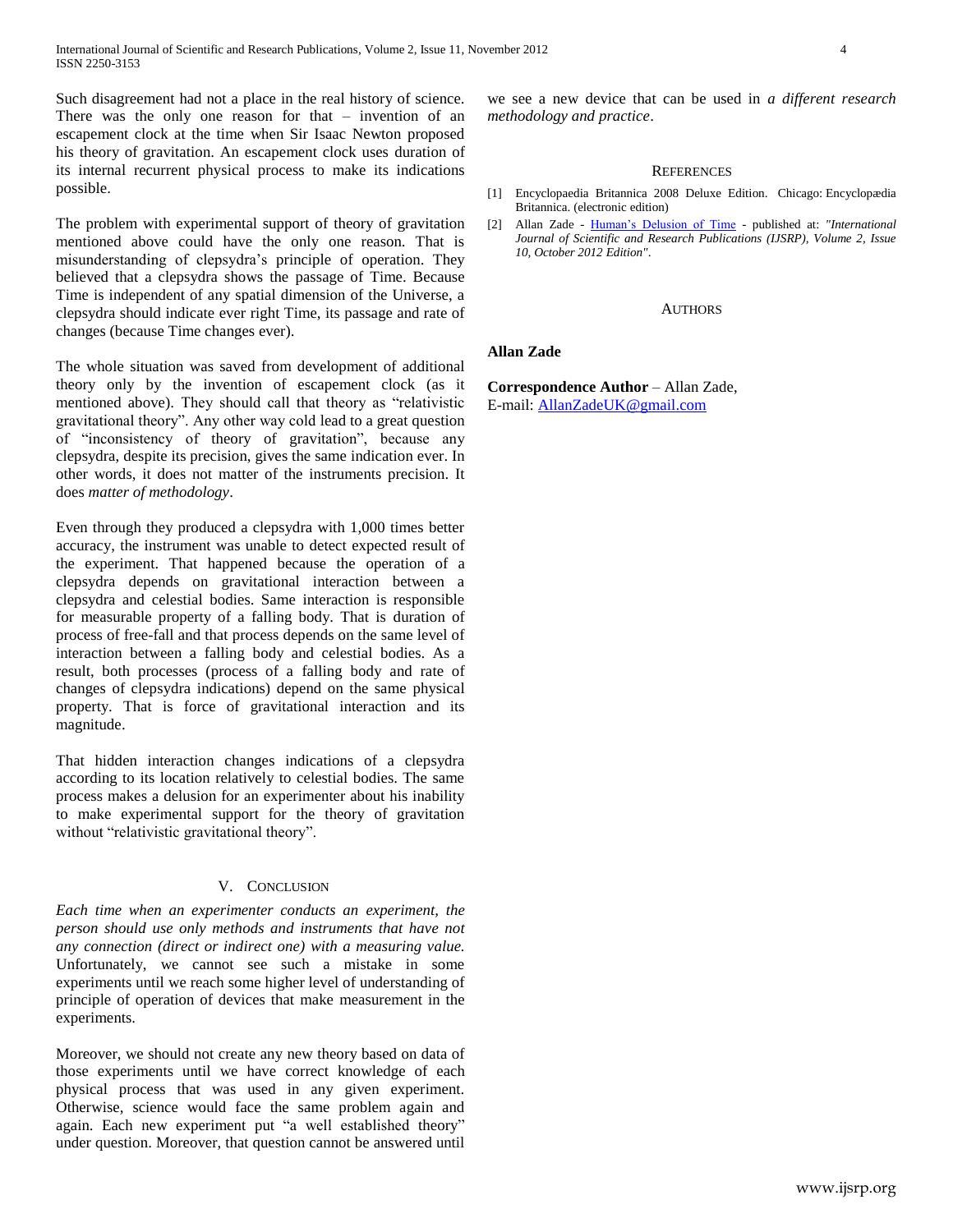Such disagreement had not a place in the real history of science. There was the only one reason for that – invention of an escapement clock at the time when Sir Isaac Newton proposed his theory of gravitation. An escapement clock uses duration of its internal recurrent physical process to make its indications possible.

The problem with experimental support of theory of gravitation mentioned above could have the only one reason. That is misunderstanding of clepsydra's principle of operation. They believed that a clepsydra shows the passage of Time. Because Time is independent of any spatial dimension of the Universe, a clepsydra should indicate ever right Time, its passage and rate of changes (because Time changes ever).

The whole situation was saved from development of additional theory only by the invention of escapement clock (as it mentioned above). They should call that theory as "relativistic gravitational theory". Any other way cold lead to a great question of "inconsistency of theory of gravitation", because any clepsydra, despite its precision, gives the same indication ever. In other words, it does not matter of the instruments precision. It does *matter of methodology*.

Even through they produced a clepsydra with 1,000 times better accuracy, the instrument was unable to detect expected result of the experiment. That happened because the operation of a clepsydra depends on gravitational interaction between a clepsydra and celestial bodies. Same interaction is responsible for measurable property of a falling body. That is duration of process of free-fall and that process depends on the same level of interaction between a falling body and celestial bodies. As a result, both processes (process of a falling body and rate of changes of clepsydra indications) depend on the same physical property. That is force of gravitational interaction and its magnitude.

That hidden interaction changes indications of a clepsydra according to its location relatively to celestial bodies. The same process makes a delusion for an experimenter about his inability to make experimental support for the theory of gravitation without "relativistic gravitational theory".

## V. Conclusion

*Each time when an experimenter conducts an experiment, the person should use only methods and instruments that have not any connection (direct or indirect one) with a measuring value.* Unfortunately, we cannot see such a mistake in some experiments until we reach some higher level of understanding of principle of operation of devices that make measurement in the experiments.

Moreover, we should not create any new theory based on data of those experiments until we have correct knowledge of each physical process that was used in any given experiment. Otherwise, science would face the same problem again and again. Each new experiment put "a well established theory" under question. Moreover, that question cannot be answered until we see a new device that can be used in *a different research methodology and practice*.

## References

[1] Encyclopaedia Britannica 2008 Deluxe Edition. Chicago: Encyclopædia Britannica. (electronic edition)

[2] Allan Zade - Human's Delusion of Time - published at: *"International Journal of Scientific and Research Publications (IJSRP), Volume 2, Issue 10, October 2012 Edition"*.

## Authors

**Allan Zade**

**Correspondence Author** – Allan Zade,
E-mail: AllanZadeUK@gmail.com